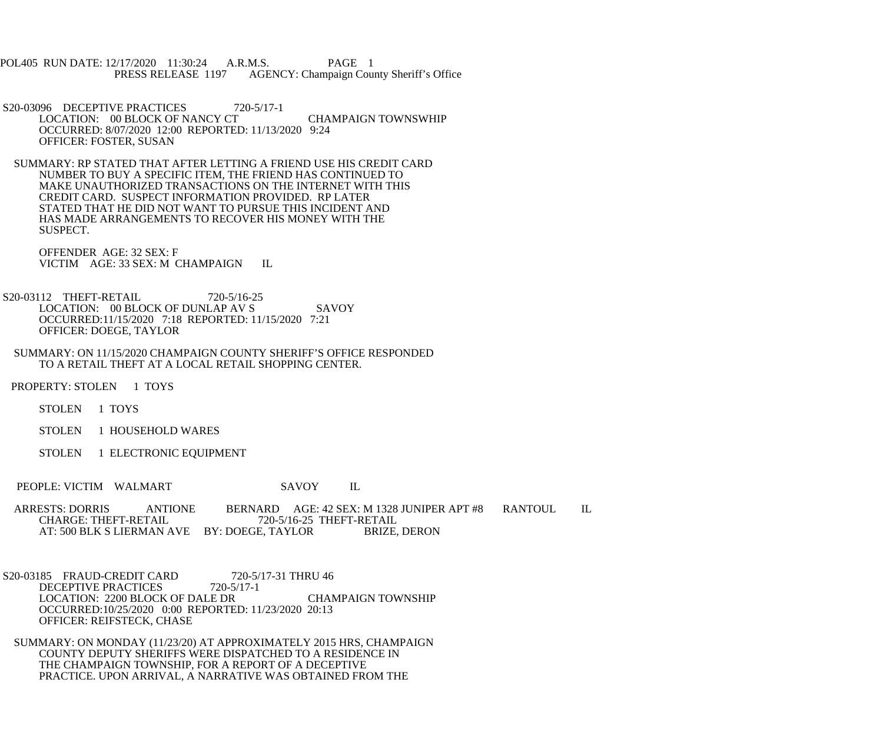POL405 RUN DATE: 12/17/2020 11:30:24 A.R.M.S. PAGE 1
PRESS RELEASE 1197 AGENCY: Champaign County Sheriff's Office

S20-03096 DECEPTIVE PRACTICES 720-5/17-1
LOCATION: 00 BLOCK OF NANCY CT CHAMPAIGN TOWNSWHIP
OCCURRED: 8/07/2020 12:00 REPORTED: 11/13/2020 9:24
OFFICER: FOSTER, SUSAN

SUMMARY: RP STATED THAT AFTER LETTING A FRIEND USE HIS CREDIT CARD NUMBER TO BUY A SPECIFIC ITEM, THE FRIEND HAS CONTINUED TO MAKE UNAUTHORIZED TRANSACTIONS ON THE INTERNET WITH THIS CREDIT CARD. SUSPECT INFORMATION PROVIDED. RP LATER STATED THAT HE DID NOT WANT TO PURSUE THIS INCIDENT AND HAS MADE ARRANGEMENTS TO RECOVER HIS MONEY WITH THE SUSPECT.

OFFENDER AGE: 32 SEX: F
VICTIM AGE: 33 SEX: M CHAMPAIGN IL

S20-03112 THEFT-RETAIL 720-5/16-25
LOCATION: 00 BLOCK OF DUNLAP AV S SAVOY
OCCURRED:11/15/2020 7:18 REPORTED: 11/15/2020 7:21
OFFICER: DOEGE, TAYLOR

SUMMARY: ON 11/15/2020 CHAMPAIGN COUNTY SHERIFF'S OFFICE RESPONDED TO A RETAIL THEFT AT A LOCAL RETAIL SHOPPING CENTER.

PROPERTY: STOLEN 1 TOYS

STOLEN 1 TOYS

STOLEN 1 HOUSEHOLD WARES

STOLEN 1 ELECTRONIC EQUIPMENT

PEOPLE: VICTIM WALMART SAVOY IL

ARRESTS: DORRIS ANTIONE BERNARD AGE: 42 SEX: M 1328 JUNIPER APT #8 RANTOUL IL
CHARGE: THEFT-RETAIL 720-5/16-25 THEFT-RETAIL
AT: 500 BLK S LIERMAN AVE BY: DOEGE, TAYLOR BRIZE, DERON

S20-03185 FRAUD-CREDIT CARD 720-5/17-31 THRU 46
DECEPTIVE PRACTICES 720-5/17-1
LOCATION: 2200 BLOCK OF DALE DR CHAMPAIGN TOWNSHIP
OCCURRED:10/25/2020 0:00 REPORTED: 11/23/2020 20:13
OFFICER: REIFSTECK, CHASE

SUMMARY: ON MONDAY (11/23/20) AT APPROXIMATELY 2015 HRS, CHAMPAIGN COUNTY DEPUTY SHERIFFS WERE DISPATCHED TO A RESIDENCE IN THE CHAMPAIGN TOWNSHIP, FOR A REPORT OF A DECEPTIVE PRACTICE. UPON ARRIVAL, A NARRATIVE WAS OBTAINED FROM THE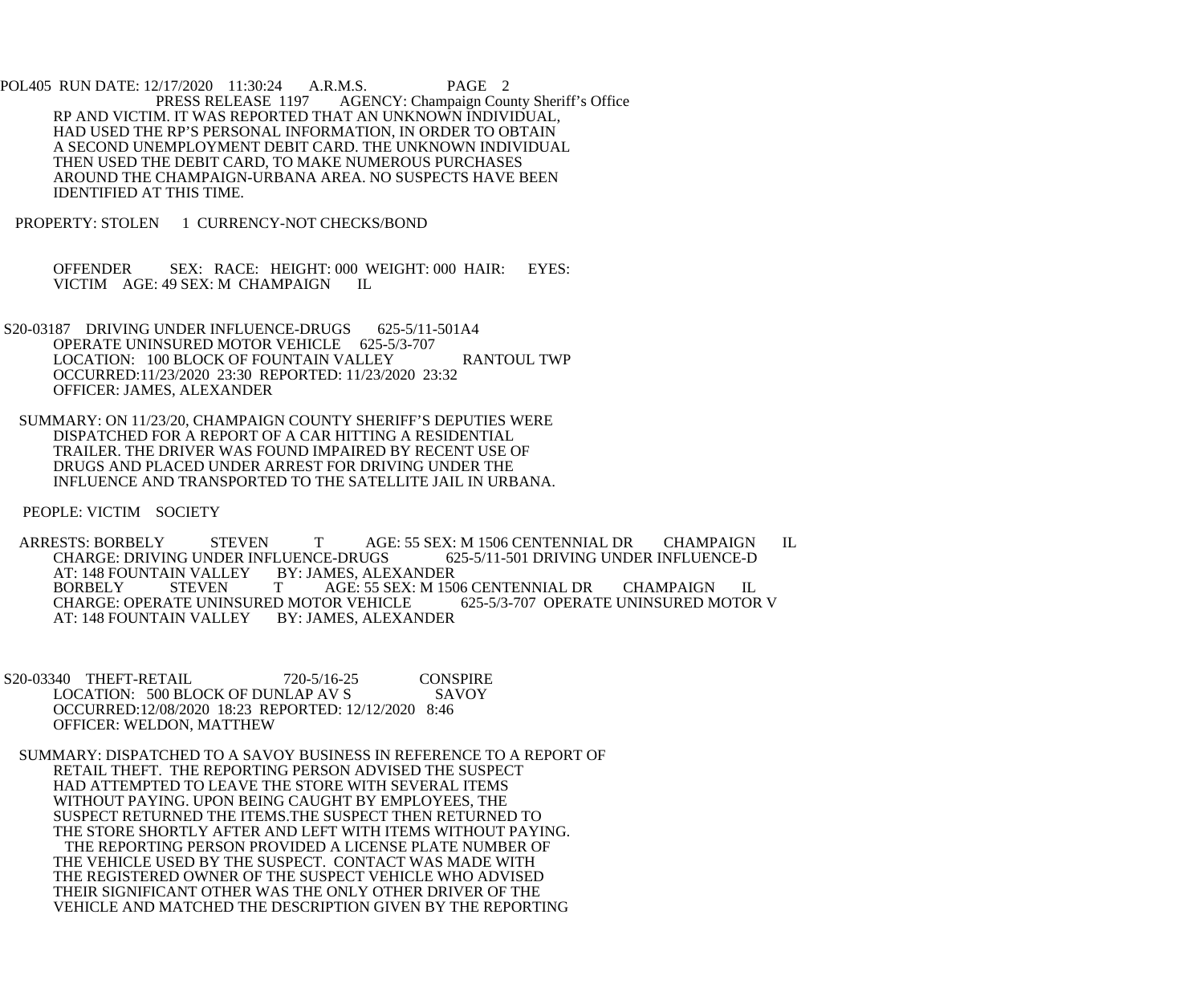RP AND VICTIM. IT WAS REPORTED THAT AN UNKNOWN INDIVIDUAL, HAD USED THE RP'S PERSONAL INFORMATION, IN ORDER TO OBTAIN A SECOND UNEMPLOYMENT DEBIT CARD. THE UNKNOWN INDIVIDUAL THEN USED THE DEBIT CARD, TO MAKE NUMEROUS PURCHASES AROUND THE CHAMPAIGN-URBANA AREA. NO SUSPECTS HAVE BEEN IDENTIFIED AT THIS TIME.

PROPERTY: STOLEN 1 CURRENCY-NOT CHECKS/BOND

OFFENDER SEX: RACE: HEIGHT: 000 WEIGHT: 000 HAIR: EYES:
VICTIM AGE: 49 SEX: M CHAMPAIGN IL

S20-03187 DRIVING UNDER INFLUENCE-DRUGS 625-5/11-501A4
OPERATE UNINSURED MOTOR VEHICLE 625-5/3-707
LOCATION: 100 BLOCK OF FOUNTAIN VALLEY RANTOUL TWP
OCCURRED:11/23/2020 23:30 REPORTED: 11/23/2020 23:32
OFFICER: JAMES, ALEXANDER

SUMMARY: ON 11/23/20, CHAMPAIGN COUNTY SHERIFF'S DEPUTIES WERE DISPATCHED FOR A REPORT OF A CAR HITTING A RESIDENTIAL TRAILER. THE DRIVER WAS FOUND IMPAIRED BY RECENT USE OF DRUGS AND PLACED UNDER ARREST FOR DRIVING UNDER THE INFLUENCE AND TRANSPORTED TO THE SATELLITE JAIL IN URBANA.

PEOPLE: VICTIM SOCIETY

ARRESTS: BORBELY STEVEN T AGE: 55 SEX: M 1506 CENTENNIAL DR CHAMPAIGN IL
CHARGE: DRIVING UNDER INFLUENCE-DRUGS 625-5/11-501 DRIVING UNDER INFLUENCE-D
AT: 148 FOUNTAIN VALLEY BY: JAMES, ALEXANDER
BORBELY STEVEN T AGE: 55 SEX: M 1506 CENTENNIAL DR CHAMPAIGN IL
CHARGE: OPERATE UNINSURED MOTOR VEHICLE 625-5/3-707 OPERATE UNINSURED MOTOR V
AT: 148 FOUNTAIN VALLEY BY: JAMES, ALEXANDER

S20-03340 THEFT-RETAIL 720-5/16-25 CONSPIRE
LOCATION: 500 BLOCK OF DUNLAP AV S SAVOY
OCCURRED:12/08/2020 18:23 REPORTED: 12/12/2020 8:46
OFFICER: WELDON, MATTHEW

SUMMARY: DISPATCHED TO A SAVOY BUSINESS IN REFERENCE TO A REPORT OF RETAIL THEFT. THE REPORTING PERSON ADVISED THE SUSPECT HAD ATTEMPTED TO LEAVE THE STORE WITH SEVERAL ITEMS WITHOUT PAYING. UPON BEING CAUGHT BY EMPLOYEES, THE SUSPECT RETURNED THE ITEMS.THE SUSPECT THEN RETURNED TO THE STORE SHORTLY AFTER AND LEFT WITH ITEMS WITHOUT PAYING.
THE REPORTING PERSON PROVIDED A LICENSE PLATE NUMBER OF THE VEHICLE USED BY THE SUSPECT. CONTACT WAS MADE WITH THE REGISTERED OWNER OF THE SUSPECT VEHICLE WHO ADVISED THEIR SIGNIFICANT OTHER WAS THE ONLY OTHER DRIVER OF THE VEHICLE AND MATCHED THE DESCRIPTION GIVEN BY THE REPORTING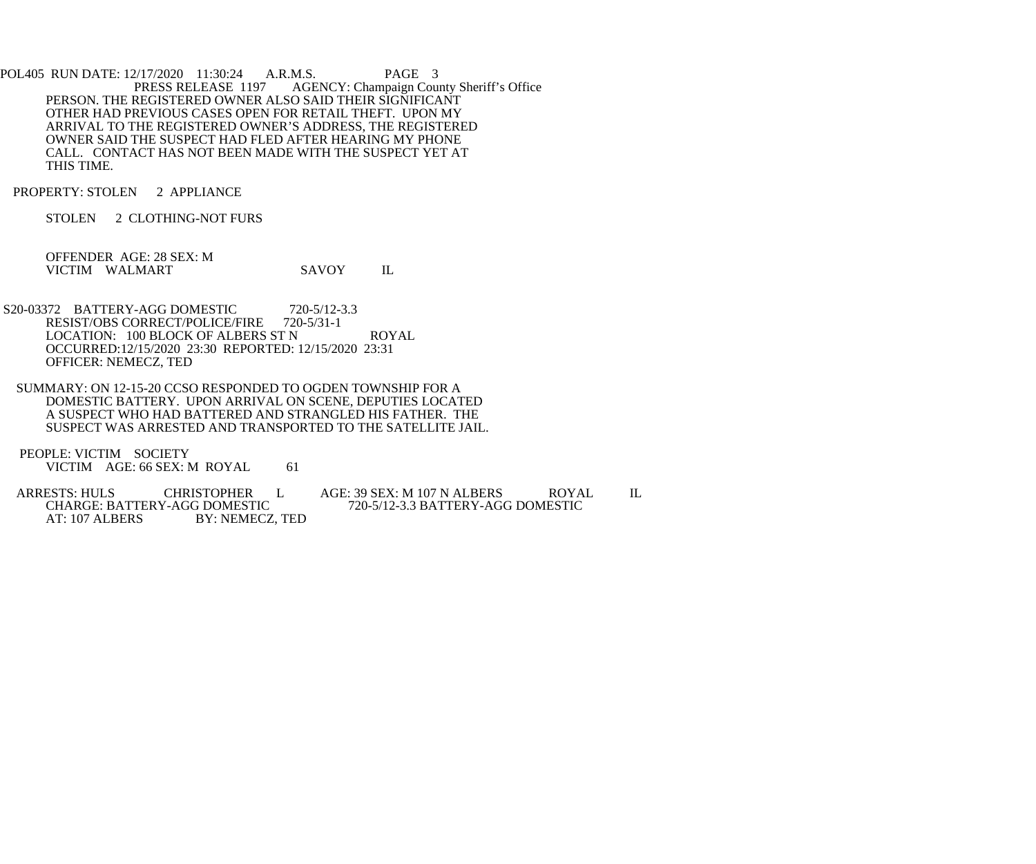PERSON. THE REGISTERED OWNER ALSO SAID THEIR SIGNIFICANT OTHER HAD PREVIOUS CASES OPEN FOR RETAIL THEFT. UPON MY ARRIVAL TO THE REGISTERED OWNER'S ADDRESS, THE REGISTERED OWNER SAID THE SUSPECT HAD FLED AFTER HEARING MY PHONE CALL. CONTACT HAS NOT BEEN MADE WITH THE SUSPECT YET AT THIS TIME.

PROPERTY: STOLEN 2 APPLIANCE

STOLEN 2 CLOTHING-NOT FURS

OFFENDER AGE: 28 SEX: M
VICTIM WALMART SAVOY IL

S20-03372 BATTERY-AGG DOMESTIC 720-5/12-3.3
RESIST/OBS CORRECT/POLICE/FIRE 720-5/31-1
LOCATION: 100 BLOCK OF ALBERS ST N ROYAL
OCCURRED:12/15/2020 23:30 REPORTED: 12/15/2020 23:31
OFFICER: NEMECZ, TED

SUMMARY: ON 12-15-20 CCSO RESPONDED TO OGDEN TOWNSHIP FOR A DOMESTIC BATTERY. UPON ARRIVAL ON SCENE, DEPUTIES LOCATED A SUSPECT WHO HAD BATTERED AND STRANGLED HIS FATHER. THE SUSPECT WAS ARRESTED AND TRANSPORTED TO THE SATELLITE JAIL.

PEOPLE: VICTIM SOCIETY
VICTIM AGE: 66 SEX: M ROYAL 61

ARRESTS: HULS CHRISTOPHER L AGE: 39 SEX: M 107 N ALBERS ROYAL IL
CHARGE: BATTERY-AGG DOMESTIC 720-5/12-3.3 BATTERY-AGG DOMESTIC
AT: 107 ALBERS BY: NEMECZ, TED